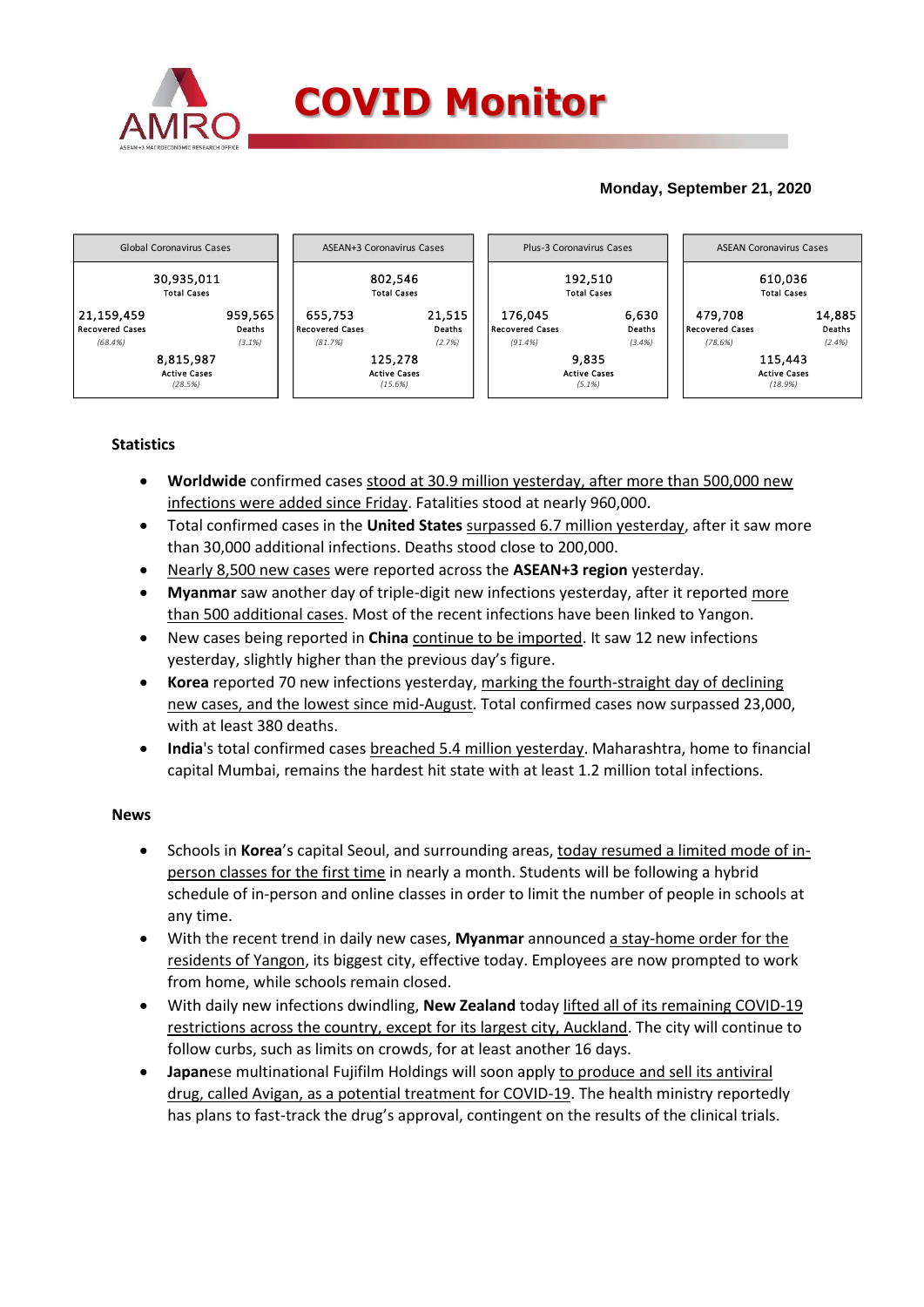# COVID Monitor

**Monday, September 21, 2020**

| Global Coronavirus Cases | ASEAN+3 Coronavirus Cases | Plus-3 Coronavirus Cases | ASEAN Coronavirus Cases |
|---|---|---|---|
| 30,935,011 Total Cases | 802,546 Total Cases | 192,510 Total Cases | 610,036 Total Cases |
| 21,159,459 Recovered Cases (68.4%) | 655,753 Recovered Cases (81.7%) | 176,045 Recovered Cases (91.4%) | 479,708 Recovered Cases (78.6%) |
| 959,565 Deaths (3.1%) | 21,515 Deaths (2.7%) | 6,630 Deaths (3.4%) | 14,885 Deaths (2.4%) |
| 8,815,987 Active Cases (28.5%) | 125,278 Active Cases (15.6%) | 9,835 Active Cases (5.1%) | 115,443 Active Cases (18.9%) |

### Statistics

- **Worldwide** confirmed cases stood at 30.9 million yesterday, after more than 500,000 new infections were added since Friday. Fatalities stood at nearly 960,000.
- Total confirmed cases in the **United States** surpassed 6.7 million yesterday, after it saw more than 30,000 additional infections. Deaths stood close to 200,000.
- Nearly 8,500 new cases were reported across the **ASEAN+3 region** yesterday.
- **Myanmar** saw another day of triple-digit new infections yesterday, after it reported more than 500 additional cases. Most of the recent infections have been linked to Yangon.
- New cases being reported in **China** continue to be imported. It saw 12 new infections yesterday, slightly higher than the previous day's figure.
- **Korea** reported 70 new infections yesterday, marking the fourth-straight day of declining new cases, and the lowest since mid-August. Total confirmed cases now surpassed 23,000, with at least 380 deaths.
- **India**'s total confirmed cases breached 5.4 million yesterday. Maharashtra, home to financial capital Mumbai, remains the hardest hit state with at least 1.2 million total infections.

### News

- Schools in **Korea**'s capital Seoul, and surrounding areas, today resumed a limited mode of in-person classes for the first time in nearly a month. Students will be following a hybrid schedule of in-person and online classes in order to limit the number of people in schools at any time.
- With the recent trend in daily new cases, **Myanmar** announced a stay-home order for the residents of Yangon, its biggest city, effective today. Employees are now prompted to work from home, while schools remain closed.
- With daily new infections dwindling, **New Zealand** today lifted all of its remaining COVID-19 restrictions across the country, except for its largest city, Auckland. The city will continue to follow curbs, such as limits on crowds, for at least another 16 days.
- **Japan**ese multinational Fujifilm Holdings will soon apply to produce and sell its antiviral drug, called Avigan, as a potential treatment for COVID-19. The health ministry reportedly has plans to fast-track the drug's approval, contingent on the results of the clinical trials.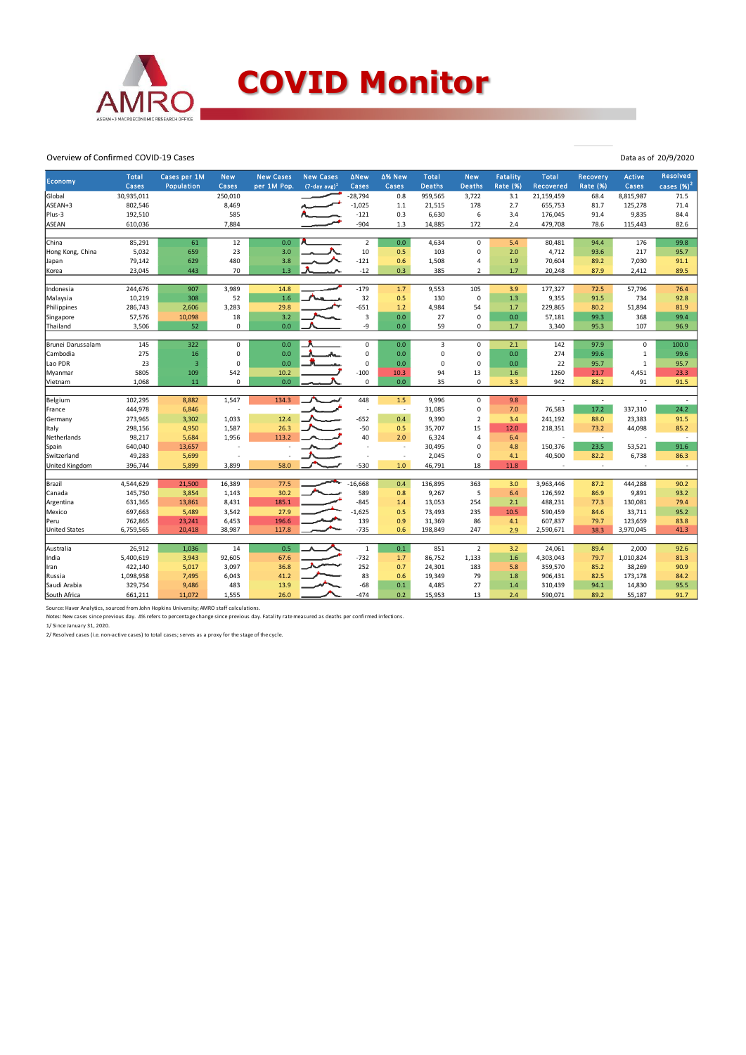# COVID Monitor

Overview of Confirmed COVID-19 Cases

Data as of 20/9/2020

| Economy | Total Cases | Cases per 1M Population | New Cases | New Cases per 1M Pop. | New Cases (7-day avg)[1] | ΔNew Cases | Δ% New Cases | Total Deaths | New Deaths | Fatality Rate (%) | Total Recovered | Recovery Rate (%) | Active Cases | Resolved cases (%)[2] |
|---|---|---|---|---|---|---|---|---|---|---|---|---|---|---|
| Global | 30,935,011 | | 250,010 | | | -28,794 | 0.8 | 959,565 | 3,722 | 3.1 | 21,159,459 | 68.4 | 8,815,987 | 71.5 |
| ASEAN+3 | 802,546 | | 8,469 | | | -1,025 | 1.1 | 21,515 | 178 | 2.7 | 655,753 | 81.7 | 125,278 | 71.4 |
| Plus-3 | 192,510 | | 585 | | | -121 | 0.3 | 6,630 | 6 | 3.4 | 176,045 | 91.4 | 9,835 | 84.4 |
| ASEAN | 610,036 | | 7,884 | | | -904 | 1.3 | 14,885 | 172 | 2.4 | 479,708 | 78.6 | 115,443 | 82.6 |
| | | | | | | | | | | | | | | |
| China | 85,291 | 61 | 12 | 0.0 | | 2 | 0.0 | 4,634 | 0 | 5.4 | 80,481 | 94.4 | 176 | 99.8 |
| Hong Kong, China | 5,032 | 659 | 23 | 3.0 | | 10 | 0.5 | 103 | 0 | 2.0 | 4,712 | 93.6 | 217 | 95.7 |
| Japan | 79,142 | 629 | 480 | 3.8 | | -121 | 0.6 | 1,508 | 4 | 1.9 | 70,604 | 89.2 | 7,030 | 91.1 |
| Korea | 23,045 | 443 | 70 | 1.3 | | -12 | 0.3 | 385 | 2 | 1.7 | 20,248 | 87.9 | 2,412 | 89.5 |
| | | | | | | | | | | | | | | |
| Indonesia | 244,676 | 907 | 3,989 | 14.8 | | -179 | 1.7 | 9,553 | 105 | 3.9 | 177,327 | 72.5 | 57,796 | 76.4 |
| Malaysia | 10,219 | 308 | 52 | 1.6 | | 32 | 0.5 | 130 | 0 | 1.3 | 9,355 | 91.5 | 734 | 92.8 |
| Philippines | 286,743 | 2,606 | 3,283 | 29.8 | | -651 | 1.2 | 4,984 | 54 | 1.7 | 229,865 | 80.2 | 51,894 | 81.9 |
| Singapore | 57,576 | 10,098 | 18 | 3.2 | | 3 | 0.0 | 27 | 0 | 0.0 | 57,181 | 99.3 | 368 | 99.4 |
| Thailand | 3,506 | 52 | 0 | 0.0 | | -9 | 0.0 | 59 | 0 | 1.7 | 3,340 | 95.3 | 107 | 96.9 |
| | | | | | | | | | | | | | | |
| Brunei Darussalam | 145 | 322 | 0 | 0.0 | | 0 | 0.0 | 3 | 0 | 2.1 | 142 | 97.9 | 0 | 100.0 |
| Cambodia | 275 | 16 | 0 | 0.0 | | 0 | 0.0 | 0 | 0 | 0.0 | 274 | 99.6 | 1 | 99.6 |
| Lao PDR | 23 | 3 | 0 | 0.0 | | 0 | 0.0 | 0 | 0 | 0.0 | 22 | 95.7 | 1 | 95.7 |
| Myanmar | 5805 | 109 | 542 | 10.2 | | -100 | 10.3 | 94 | 13 | 1.6 | 1260 | 21.7 | 4,451 | 23.3 |
| Vietnam | 1,068 | 11 | 0 | 0.0 | | 0 | 0.0 | 35 | 0 | 3.3 | 942 | 88.2 | 91 | 91.5 |
| | | | | | | | | | | | | | | |
| Belgium | 102,295 | 8,882 | 1,547 | 134.3 | | 448 | 1.5 | 9,996 | 0 | 9.8 | - | - | - | - |
| France | 444,978 | 6,846 | - | - | | - | - | 31,085 | 0 | 7.0 | 76,583 | 17.2 | 337,310 | 24.2 |
| Germany | 273,965 | 3,302 | 1,033 | 12.4 | | -652 | 0.4 | 9,390 | 2 | 3.4 | 241,192 | 88.0 | 23,383 | 91.5 |
| Italy | 298,156 | 4,950 | 1,587 | 26.3 | | -50 | 0.5 | 35,707 | 15 | 12.0 | 218,351 | 73.2 | 44,098 | 85.2 |
| Netherlands | 98,217 | 5,684 | 1,956 | 113.2 | | 40 | 2.0 | 6,324 | 4 | 6.4 | - | - | - | - |
| Spain | 640,040 | 13,657 | - | - | | - | - | 30,495 | 0 | 4.8 | 150,376 | 23.5 | 53,521 | 91.6 |
| Switzerland | 49,283 | 5,699 | - | - | | - | - | 2,045 | 0 | 4.1 | 40,500 | 82.2 | 6,738 | 86.3 |
| United Kingdom | 396,744 | 5,899 | 3,899 | 58.0 | | -530 | 1.0 | 46,791 | 18 | 11.8 | - | - | - | - |
| | | | | | | | | | | | | | | |
| Brazil | 4,544,629 | 21,500 | 16,389 | 77.5 | | -16,668 | 0.4 | 136,895 | 363 | 3.0 | 3,963,446 | 87.2 | 444,288 | 90.2 |
| Canada | 145,750 | 3,854 | 1,143 | 30.2 | | 589 | 0.8 | 9,267 | 5 | 6.4 | 126,592 | 86.9 | 9,891 | 93.2 |
| Argentina | 631,365 | 13,861 | 8,431 | 185.1 | | -845 | 1.4 | 13,053 | 254 | 2.1 | 488,231 | 77.3 | 130,081 | 79.4 |
| Mexico | 697,663 | 5,489 | 3,542 | 27.9 | | -1,625 | 0.5 | 73,493 | 235 | 10.5 | 590,459 | 84.6 | 33,711 | 95.2 |
| Peru | 762,865 | 23,241 | 6,453 | 196.6 | | 139 | 0.9 | 31,369 | 86 | 4.1 | 607,837 | 79.7 | 123,659 | 83.8 |
| United States | 6,759,565 | 20,418 | 38,987 | 117.8 | | -735 | 0.6 | 198,849 | 247 | 2.9 | 2,590,671 | 38.3 | 3,970,045 | 41.3 |
| | | | | | | | | | | | | | | |
| Australia | 26,912 | 1,036 | 14 | 0.5 | | 1 | 0.1 | 851 | 2 | 3.2 | 24,061 | 89.4 | 2,000 | 92.6 |
| India | 5,400,619 | 3,943 | 92,605 | 67.6 | | -732 | 1.7 | 86,752 | 1,133 | 1.6 | 4,303,043 | 79.7 | 1,010,824 | 81.3 |
| Iran | 422,140 | 5,017 | 3,097 | 36.8 | | 252 | 0.7 | 24,301 | 183 | 5.8 | 359,570 | 85.2 | 38,269 | 90.9 |
| Russia | 1,098,958 | 7,495 | 6,043 | 41.2 | | 83 | 0.6 | 19,349 | 79 | 1.8 | 906,431 | 82.5 | 173,178 | 84.2 |
| Saudi Arabia | 329,754 | 9,486 | 483 | 13.9 | | -68 | 0.1 | 4,485 | 27 | 1.4 | 310,439 | 94.1 | 14,830 | 95.5 |
| South Africa | 661,211 | 11,072 | 1,555 | 26.0 | | -474 | 0.2 | 15,953 | 13 | 2.4 | 590,071 | 89.2 | 55,187 | 91.7 |

Source: Haver Analytics, sourced from John Hopkins University; AMRO staff calculations.

Notes: New cases since previous day. Δ% refers to percentage change since previous day. Fatality rate measured as deaths per confirmed infections.

1/ Since January 31, 2020.

2/ Resolved cases (i.e. non-active cases) to total cases; serves as a proxy for the stage of the cycle.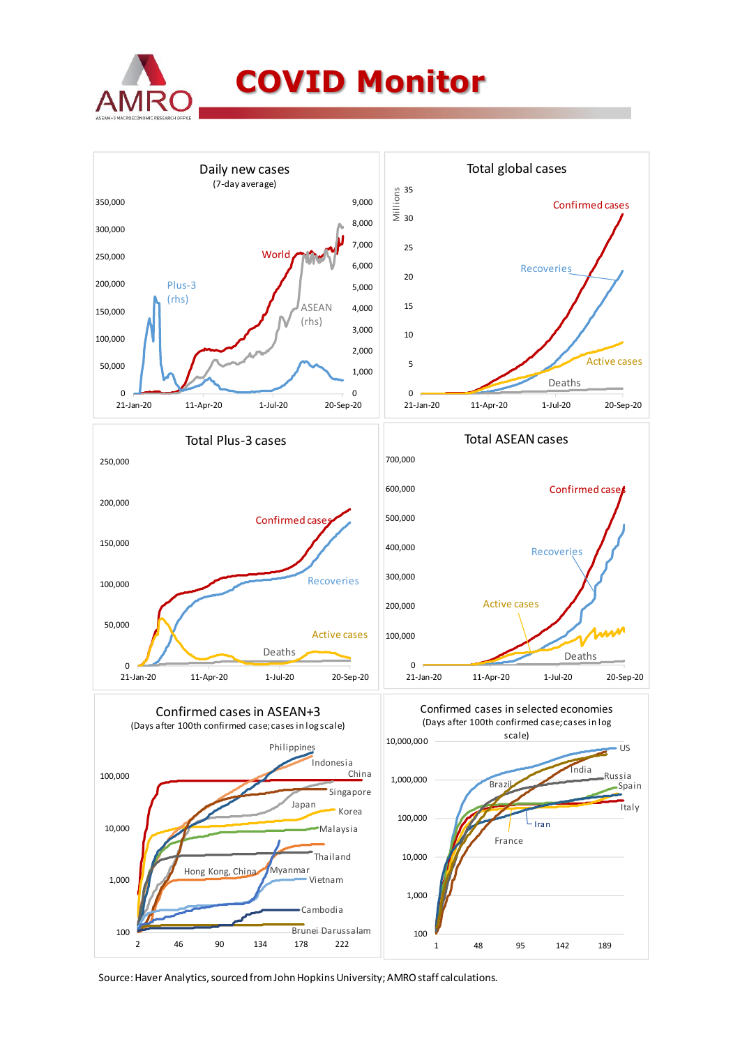# COVID Monitor

AMRO

ASEAN+3 MACROECONOMIC RESEARCH OFFICE

## Daily new cases

(7-day average)

350,000
300,000
250,000
200,000
150,000
100,000
50,000
0

9,000
8,000
7,000
6,000
5,000
4,000
3,000
2,000
1,000
0

World

Plus-3 (rhs)

ASEAN (rhs)

21-Jan-20 11-Apr-20 1-Jul-20 20-Sep-20

## Total global cases

Millions

35
30
25
20
15
10
5
0

Confirmed cases

Recoveries

Active cases

Deaths

21-Jan-20 11-Apr-20 1-Jul-20 20-Sep-20

## Total Plus-3 cases

250,000
200,000
150,000
100,000
50,000
0

Confirmed cases

Recoveries

Active cases

Deaths

21-Jan-20 11-Apr-20 1-Jul-20 20-Sep-20

## Total ASEAN cases

700,000
600,000
500,000
400,000
300,000
200,000
100,000
0

Confirmed cases

Recoveries

Active cases

Deaths

21-Jan-20 11-Apr-20 1-Jul-20 20-Sep-20

## Confirmed cases in ASEAN+3

(Days after 100th confirmed case; cases in log scale)

100,000
10,000
1,000
100

2 46 90 134 178 222

Philippines
Indonesia
China
Singapore
Japan
Korea
Malaysia
Thailand
Hong Kong, China
Myanmar
Vietnam
Cambodia
Brunei Darussalam

## Confirmed cases in selected economies

(Days after 100th confirmed case; cases in log scale)

10,000,000
1,000,000
100,000
10,000
1,000
100

1 48 95 142 189

US
India
Brazil
Russia
Spain
Italy
Iran
France

Source: Haver Analytics, sourced from John Hopkins University; AMRO staff calculations.